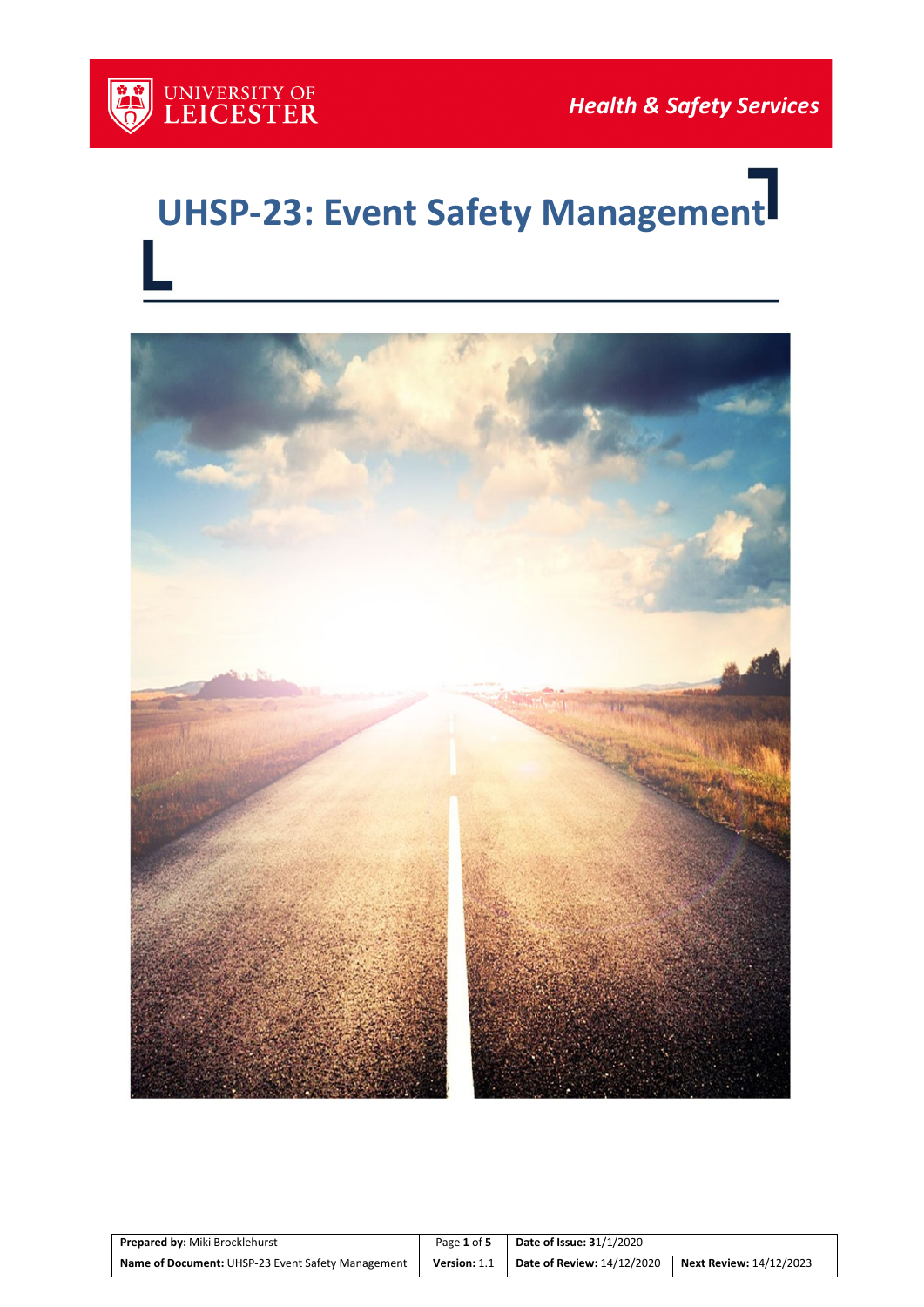UNIVERSITY OF LEICESTER

*Health & Safety Services*

# UHSP-23: Event Safety Management

| | | | |
|---|---|---|---|
| **Prepared by:** Miki Brocklehurst | Page **1** of **5** | **Date of Issue: 3**1/1/2020 | |
| **Name of Document:** UHSP-23 Event Safety Management | **Version:** 1.1 | **Date of Review:** 14/12/2020 | **Next Review:** 14/12/2023 |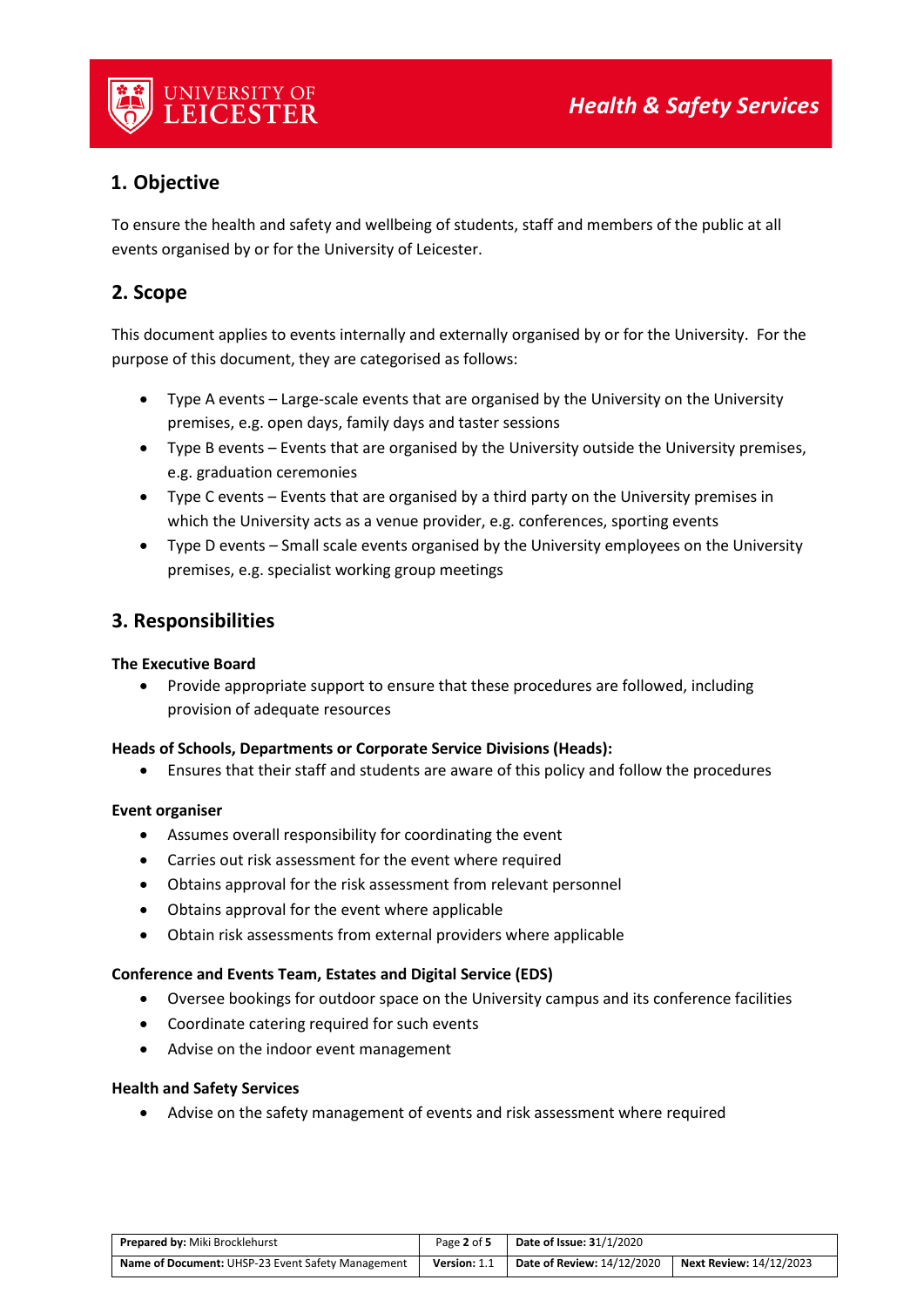## 1. Objective

To ensure the health and safety and wellbeing of students, staff and members of the public at all events organised by or for the University of Leicester.

## 2. Scope

This document applies to events internally and externally organised by or for the University. For the purpose of this document, they are categorised as follows:

- Type A events – Large-scale events that are organised by the University on the University premises, e.g. open days, family days and taster sessions
- Type B events – Events that are organised by the University outside the University premises, e.g. graduation ceremonies
- Type C events – Events that are organised by a third party on the University premises in which the University acts as a venue provider, e.g. conferences, sporting events
- Type D events – Small scale events organised by the University employees on the University premises, e.g. specialist working group meetings

## 3. Responsibilities

**The Executive Board**

- Provide appropriate support to ensure that these procedures are followed, including provision of adequate resources

**Heads of Schools, Departments or Corporate Service Divisions (Heads):**

- Ensures that their staff and students are aware of this policy and follow the procedures

**Event organiser**

- Assumes overall responsibility for coordinating the event
- Carries out risk assessment for the event where required
- Obtains approval for the risk assessment from relevant personnel
- Obtains approval for the event where applicable
- Obtain risk assessments from external providers where applicable

**Conference and Events Team, Estates and Digital Service (EDS)**

- Oversee bookings for outdoor space on the University campus and its conference facilities
- Coordinate catering required for such events
- Advise on the indoor event management

**Health and Safety Services**

- Advise on the safety management of events and risk assessment where required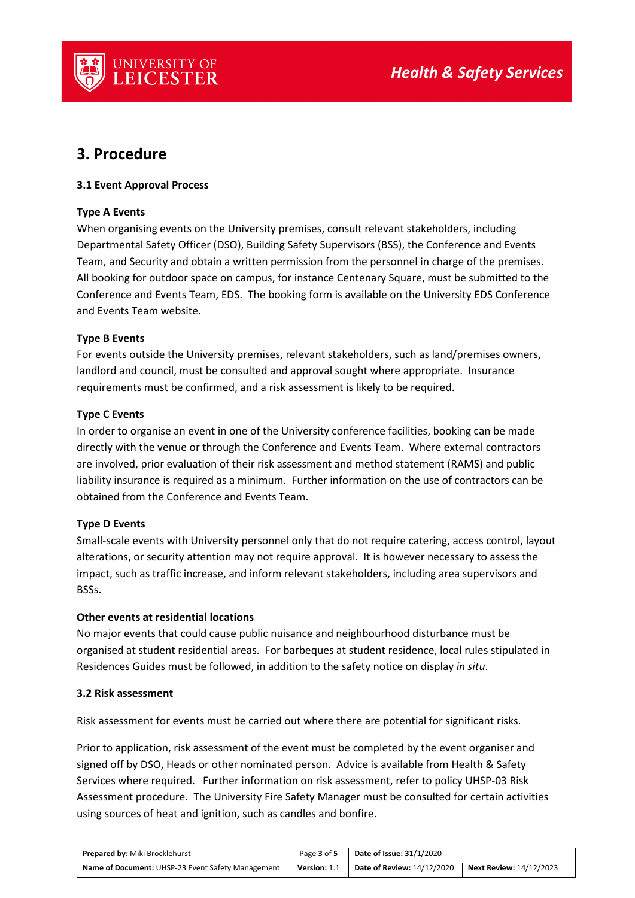## 3. Procedure

### 3.1 Event Approval Process

**Type A Events**

When organising events on the University premises, consult relevant stakeholders, including Departmental Safety Officer (DSO), Building Safety Supervisors (BSS), the Conference and Events Team, and Security and obtain a written permission from the personnel in charge of the premises. All booking for outdoor space on campus, for instance Centenary Square, must be submitted to the Conference and Events Team, EDS. The booking form is available on the University EDS Conference and Events Team website.

**Type B Events**

For events outside the University premises, relevant stakeholders, such as land/premises owners, landlord and council, must be consulted and approval sought where appropriate. Insurance requirements must be confirmed, and a risk assessment is likely to be required.

**Type C Events**

In order to organise an event in one of the University conference facilities, booking can be made directly with the venue or through the Conference and Events Team. Where external contractors are involved, prior evaluation of their risk assessment and method statement (RAMS) and public liability insurance is required as a minimum. Further information on the use of contractors can be obtained from the Conference and Events Team.

**Type D Events**

Small-scale events with University personnel only that do not require catering, access control, layout alterations, or security attention may not require approval. It is however necessary to assess the impact, such as traffic increase, and inform relevant stakeholders, including area supervisors and BSSs.

**Other events at residential locations**

No major events that could cause public nuisance and neighbourhood disturbance must be organised at student residential areas. For barbeques at student residence, local rules stipulated in Residences Guides must be followed, in addition to the safety notice on display *in situ*.

### 3.2 Risk assessment

Risk assessment for events must be carried out where there are potential for significant risks.

Prior to application, risk assessment of the event must be completed by the event organiser and signed off by DSO, Heads or other nominated person. Advice is available from Health & Safety Services where required. Further information on risk assessment, refer to policy UHSP-03 Risk Assessment procedure. The University Fire Safety Manager must be consulted for certain activities using sources of heat and ignition, such as candles and bonfire.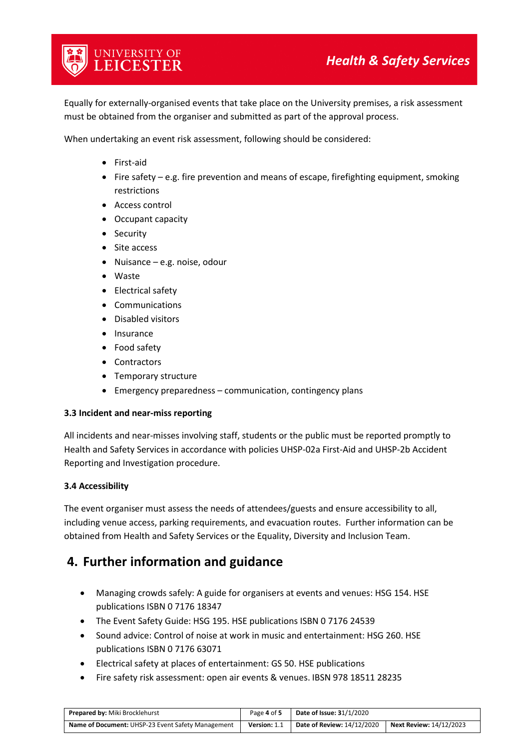Equally for externally-organised events that take place on the University premises, a risk assessment must be obtained from the organiser and submitted as part of the approval process.

When undertaking an event risk assessment, following should be considered:

- First-aid
- Fire safety – e.g. fire prevention and means of escape, firefighting equipment, smoking restrictions
- Access control
- Occupant capacity
- Security
- Site access
- Nuisance – e.g. noise, odour
- Waste
- Electrical safety
- Communications
- Disabled visitors
- Insurance
- Food safety
- Contractors
- Temporary structure
- Emergency preparedness – communication, contingency plans

**3.3 Incident and near-miss reporting**

All incidents and near-misses involving staff, students or the public must be reported promptly to Health and Safety Services in accordance with policies UHSP-02a First-Aid and UHSP-2b Accident Reporting and Investigation procedure.

**3.4 Accessibility**

The event organiser must assess the needs of attendees/guests and ensure accessibility to all, including venue access, parking requirements, and evacuation routes. Further information can be obtained from Health and Safety Services or the Equality, Diversity and Inclusion Team.

## 4. Further information and guidance

- Managing crowds safely: A guide for organisers at events and venues: HSG 154. HSE publications ISBN 0 7176 18347
- The Event Safety Guide: HSG 195. HSE publications ISBN 0 7176 24539
- Sound advice: Control of noise at work in music and entertainment: HSG 260. HSE publications ISBN 0 7176 63071
- Electrical safety at places of entertainment: GS 50. HSE publications
- Fire safety risk assessment: open air events & venues. IBSN 978 18511 28235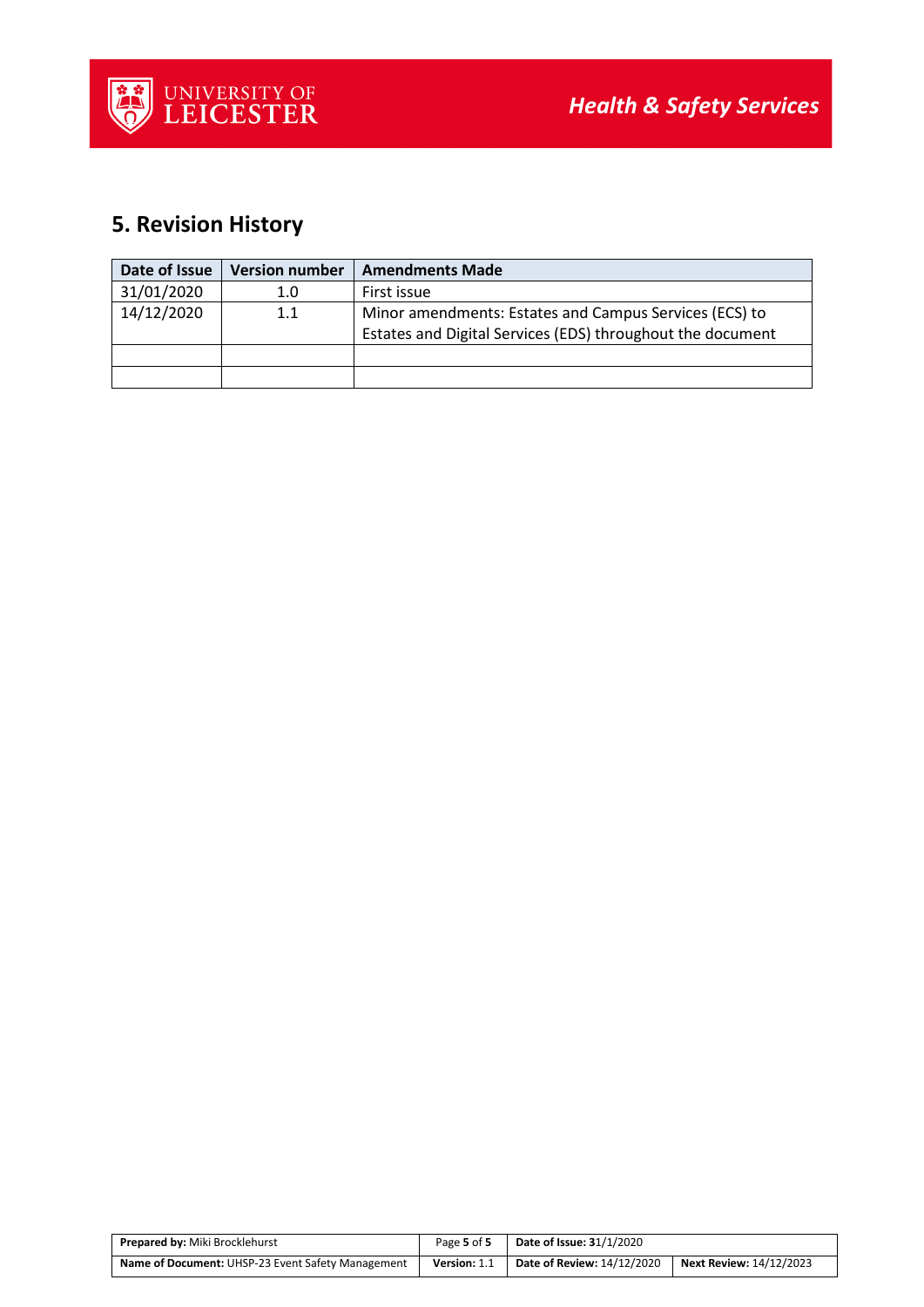## 5. Revision History

| Date of Issue | Version number | Amendments Made |
|---|---|---|
| 31/01/2020 | 1.0 | First issue |
| 14/12/2020 | 1.1 | Minor amendments: Estates and Campus Services (ECS) to Estates and Digital Services (EDS) throughout the document |
| | | |
| | | |